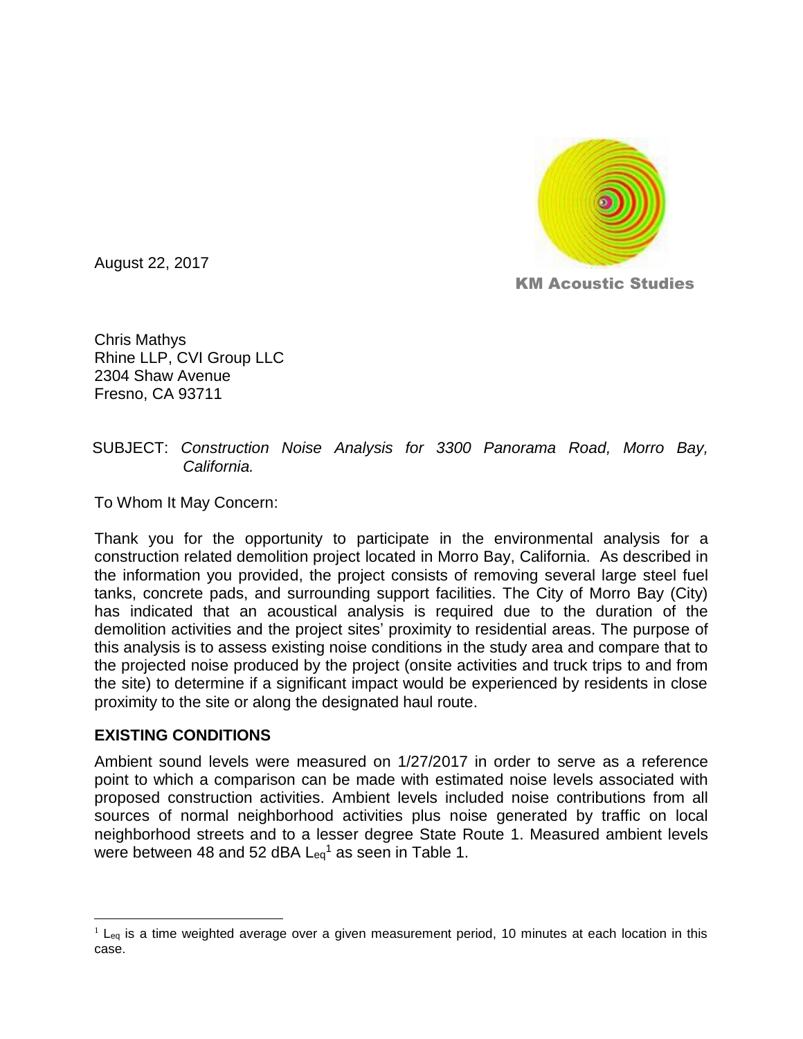KM Acoustic Studies

August 22, 2017

Chris Mathys
Rhine LLP, CVI Group LLC
2304 Shaw Avenue
Fresno, CA 93711

SUBJECT: *Construction Noise Analysis for 3300 Panorama Road, Morro Bay, California.*

To Whom It May Concern:

Thank you for the opportunity to participate in the environmental analysis for a construction related demolition project located in Morro Bay, California. As described in the information you provided, the project consists of removing several large steel fuel tanks, concrete pads, and surrounding support facilities. The City of Morro Bay (City) has indicated that an acoustical analysis is required due to the duration of the demolition activities and the project sites' proximity to residential areas. The purpose of this analysis is to assess existing noise conditions in the study area and compare that to the projected noise produced by the project (onsite activities and truck trips to and from the site) to determine if a significant impact would be experienced by residents in close proximity to the site or along the designated haul route.

## EXISTING CONDITIONS

Ambient sound levels were measured on 1/27/2017 in order to serve as a reference point to which a comparison can be made with estimated noise levels associated with proposed construction activities. Ambient levels included noise contributions from all sources of normal neighborhood activities plus noise generated by traffic on local neighborhood streets and to a lesser degree State Route 1. Measured ambient levels were between 48 and 52 dBA $L_{eq}$[1] as seen in Table 1.

---

[1] $L_{eq}$ is a time weighted average over a given measurement period, 10 minutes at each location in this case.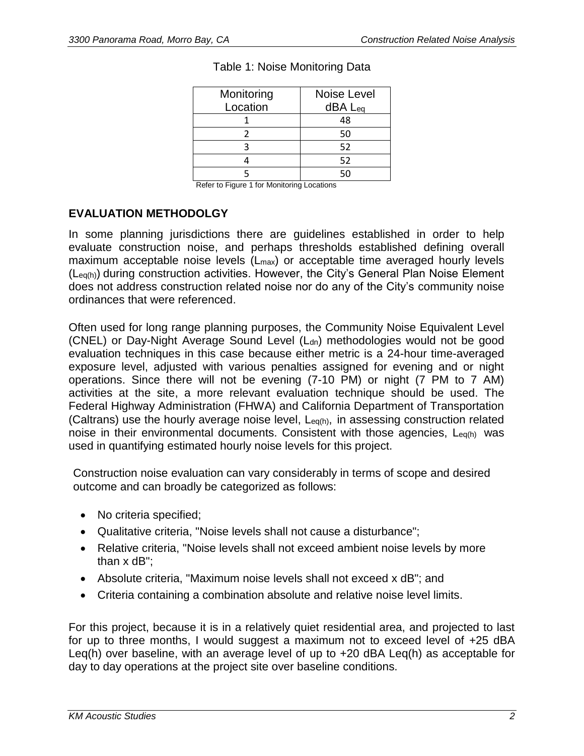Table 1: Noise Monitoring Data

| Monitoring Location | Noise Level dBA $L_{eq}$ |
|---|---|
| 1 | 48 |
| 2 | 50 |
| 3 | 52 |
| 4 | 52 |
| 5 | 50 |

Refer to Figure 1 for Monitoring Locations

## EVALUATION METHODOLGY

In some planning jurisdictions there are guidelines established in order to help evaluate construction noise, and perhaps thresholds established defining overall maximum acceptable noise levels ($L_{max}$) or acceptable time averaged hourly levels ($L_{eq(h)}$) during construction activities. However, the City's General Plan Noise Element does not address construction related noise nor do any of the City's community noise ordinances that were referenced.

Often used for long range planning purposes, the Community Noise Equivalent Level (CNEL) or Day-Night Average Sound Level ($L_{dn}$) methodologies would not be good evaluation techniques in this case because either metric is a 24-hour time-averaged exposure level, adjusted with various penalties assigned for evening and or night operations. Since there will not be evening (7-10 PM) or night (7 PM to 7 AM) activities at the site, a more relevant evaluation technique should be used. The Federal Highway Administration (FHWA) and California Department of Transportation (Caltrans) use the hourly average noise level, $L_{eq(h)}$, in assessing construction related noise in their environmental documents. Consistent with those agencies, $L_{eq(h)}$ was used in quantifying estimated hourly noise levels for this project.

Construction noise evaluation can vary considerably in terms of scope and desired outcome and can broadly be categorized as follows:

- No criteria specified;
- Qualitative criteria, "Noise levels shall not cause a disturbance";
- Relative criteria, "Noise levels shall not exceed ambient noise levels by more than x dB";
- Absolute criteria, "Maximum noise levels shall not exceed x dB"; and
- Criteria containing a combination absolute and relative noise level limits.

For this project, because it is in a relatively quiet residential area, and projected to last for up to three months, I would suggest a maximum not to exceed level of +25 dBA Leq(h) over baseline, with an average level of up to +20 dBA Leq(h) as acceptable for day to day operations at the project site over baseline conditions.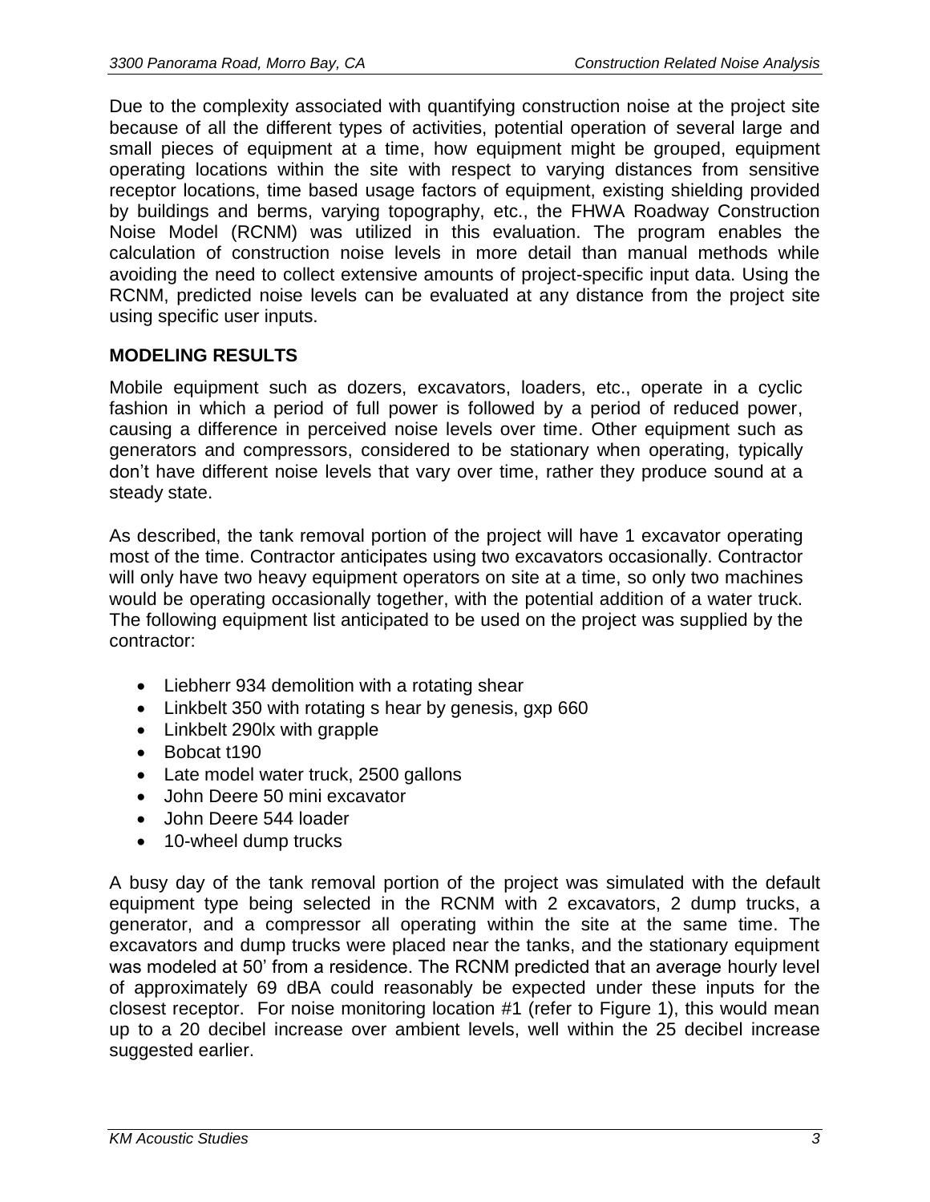Due to the complexity associated with quantifying construction noise at the project site because of all the different types of activities, potential operation of several large and small pieces of equipment at a time, how equipment might be grouped, equipment operating locations within the site with respect to varying distances from sensitive receptor locations, time based usage factors of equipment, existing shielding provided by buildings and berms, varying topography, etc., the FHWA Roadway Construction Noise Model (RCNM) was utilized in this evaluation. The program enables the calculation of construction noise levels in more detail than manual methods while avoiding the need to collect extensive amounts of project-specific input data. Using the RCNM, predicted noise levels can be evaluated at any distance from the project site using specific user inputs.

## MODELING RESULTS

Mobile equipment such as dozers, excavators, loaders, etc., operate in a cyclic fashion in which a period of full power is followed by a period of reduced power, causing a difference in perceived noise levels over time. Other equipment such as generators and compressors, considered to be stationary when operating, typically don't have different noise levels that vary over time, rather they produce sound at a steady state.

As described, the tank removal portion of the project will have 1 excavator operating most of the time. Contractor anticipates using two excavators occasionally. Contractor will only have two heavy equipment operators on site at a time, so only two machines would be operating occasionally together, with the potential addition of a water truck. The following equipment list anticipated to be used on the project was supplied by the contractor:

- Liebherr 934 demolition with a rotating shear
- Linkbelt 350 with rotating s hear by genesis, gxp 660
- Linkbelt 290lx with grapple
- Bobcat t190
- Late model water truck, 2500 gallons
- John Deere 50 mini excavator
- John Deere 544 loader
- 10-wheel dump trucks

A busy day of the tank removal portion of the project was simulated with the default equipment type being selected in the RCNM with 2 excavators, 2 dump trucks, a generator, and a compressor all operating within the site at the same time. The excavators and dump trucks were placed near the tanks, and the stationary equipment was modeled at 50' from a residence. The RCNM predicted that an average hourly level of approximately 69 dBA could reasonably be expected under these inputs for the closest receptor. For noise monitoring location #1 (refer to Figure 1), this would mean up to a 20 decibel increase over ambient levels, well within the 25 decibel increase suggested earlier.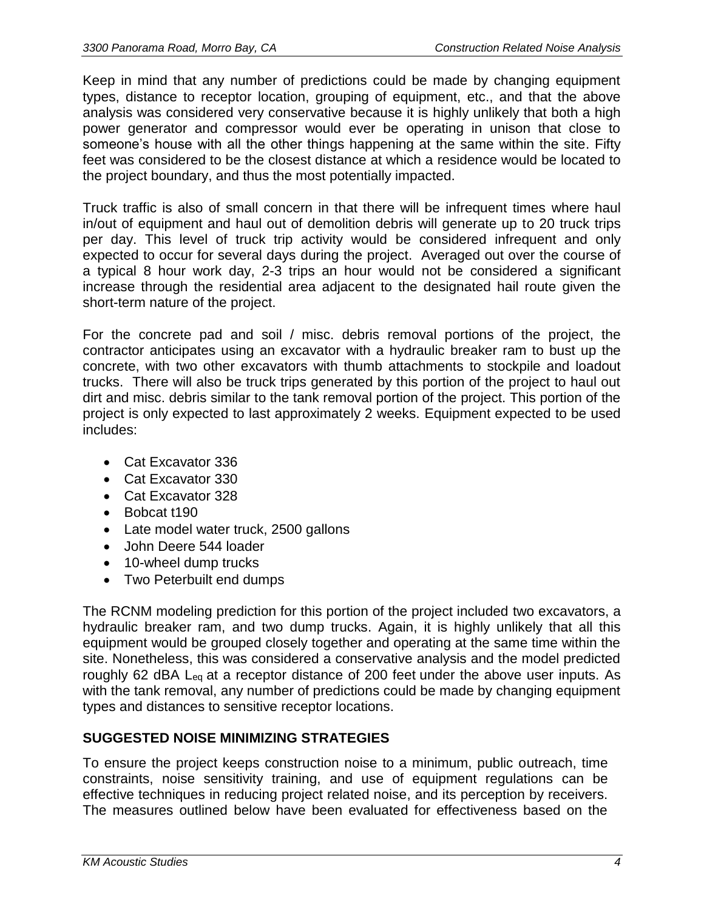Keep in mind that any number of predictions could be made by changing equipment types, distance to receptor location, grouping of equipment, etc., and that the above analysis was considered very conservative because it is highly unlikely that both a high power generator and compressor would ever be operating in unison that close to someone's house with all the other things happening at the same within the site. Fifty feet was considered to be the closest distance at which a residence would be located to the project boundary, and thus the most potentially impacted.

Truck traffic is also of small concern in that there will be infrequent times where haul in/out of equipment and haul out of demolition debris will generate up to 20 truck trips per day. This level of truck trip activity would be considered infrequent and only expected to occur for several days during the project. Averaged out over the course of a typical 8 hour work day, 2-3 trips an hour would not be considered a significant increase through the residential area adjacent to the designated hail route given the short-term nature of the project.

For the concrete pad and soil / misc. debris removal portions of the project, the contractor anticipates using an excavator with a hydraulic breaker ram to bust up the concrete, with two other excavators with thumb attachments to stockpile and loadout trucks. There will also be truck trips generated by this portion of the project to haul out dirt and misc. debris similar to the tank removal portion of the project. This portion of the project is only expected to last approximately 2 weeks. Equipment expected to be used includes:

- Cat Excavator 336
- Cat Excavator 330
- Cat Excavator 328
- Bobcat t190
- Late model water truck, 2500 gallons
- John Deere 544 loader
- 10-wheel dump trucks
- Two Peterbuilt end dumps

The RCNM modeling prediction for this portion of the project included two excavators, a hydraulic breaker ram, and two dump trucks. Again, it is highly unlikely that all this equipment would be grouped closely together and operating at the same time within the site. Nonetheless, this was considered a conservative analysis and the model predicted roughly 62 dBA $L_{eq}$ at a receptor distance of 200 feet under the above user inputs. As with the tank removal, any number of predictions could be made by changing equipment types and distances to sensitive receptor locations.

## SUGGESTED NOISE MINIMIZING STRATEGIES

To ensure the project keeps construction noise to a minimum, public outreach, time constraints, noise sensitivity training, and use of equipment regulations can be effective techniques in reducing project related noise, and its perception by receivers. The measures outlined below have been evaluated for effectiveness based on the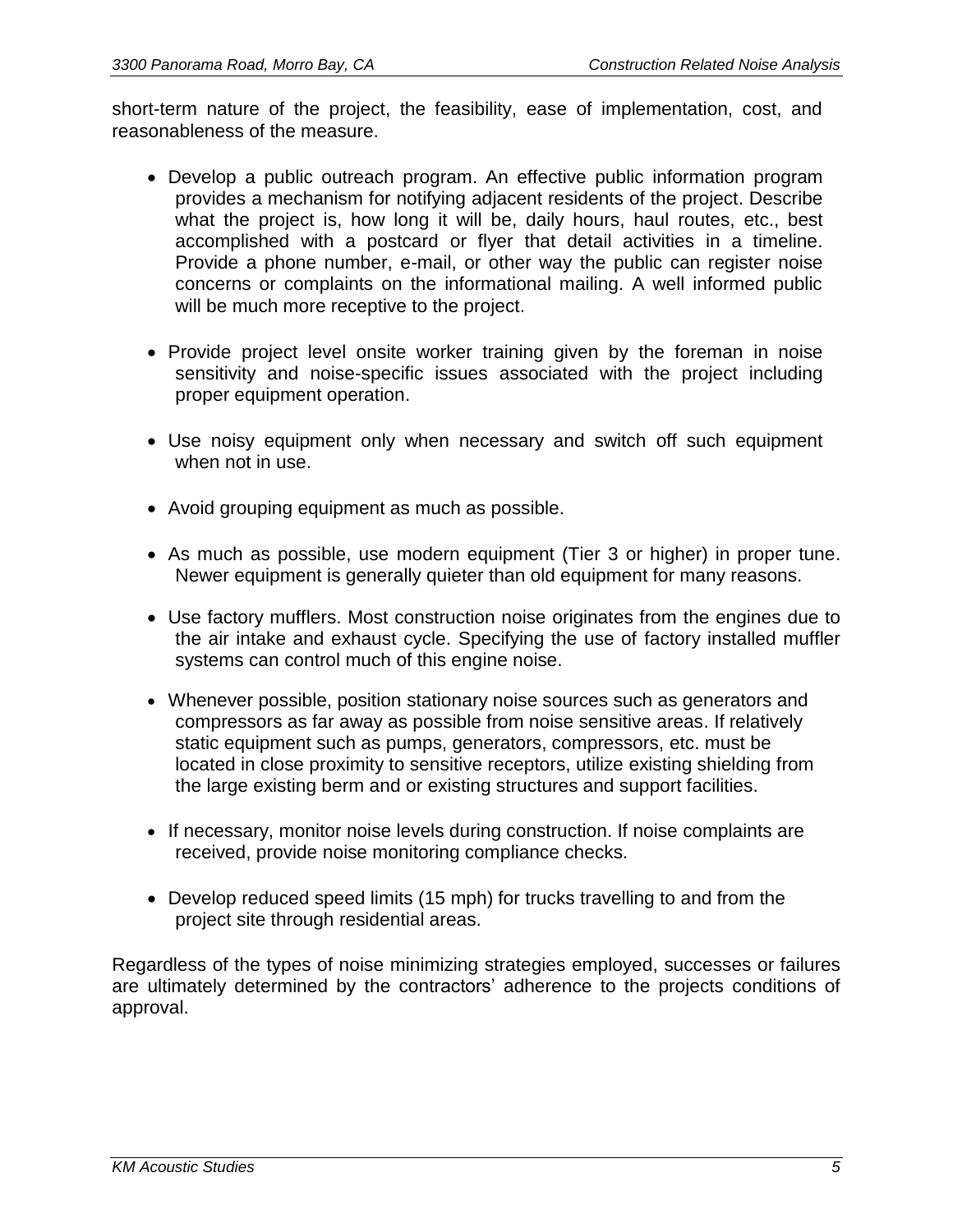short-term nature of the project, the feasibility, ease of implementation, cost, and reasonableness of the measure.

- Develop a public outreach program. An effective public information program provides a mechanism for notifying adjacent residents of the project. Describe what the project is, how long it will be, daily hours, haul routes, etc., best accomplished with a postcard or flyer that detail activities in a timeline. Provide a phone number, e-mail, or other way the public can register noise concerns or complaints on the informational mailing. A well informed public will be much more receptive to the project.

- Provide project level onsite worker training given by the foreman in noise sensitivity and noise-specific issues associated with the project including proper equipment operation.

- Use noisy equipment only when necessary and switch off such equipment when not in use.

- Avoid grouping equipment as much as possible.

- As much as possible, use modern equipment (Tier 3 or higher) in proper tune. Newer equipment is generally quieter than old equipment for many reasons.

- Use factory mufflers. Most construction noise originates from the engines due to the air intake and exhaust cycle. Specifying the use of factory installed muffler systems can control much of this engine noise.

- Whenever possible, position stationary noise sources such as generators and compressors as far away as possible from noise sensitive areas. If relatively static equipment such as pumps, generators, compressors, etc. must be located in close proximity to sensitive receptors, utilize existing shielding from the large existing berm and or existing structures and support facilities.

- If necessary, monitor noise levels during construction. If noise complaints are received, provide noise monitoring compliance checks.

- Develop reduced speed limits (15 mph) for trucks travelling to and from the project site through residential areas.

Regardless of the types of noise minimizing strategies employed, successes or failures are ultimately determined by the contractors' adherence to the projects conditions of approval.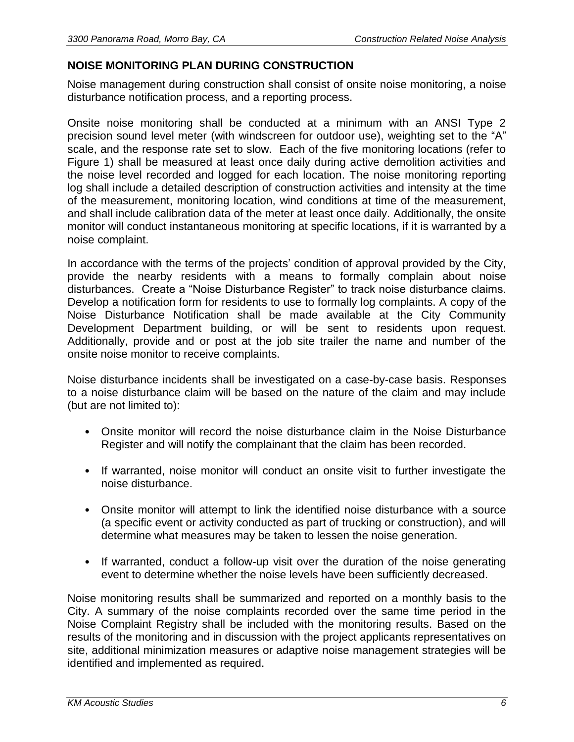## NOISE MONITORING PLAN DURING CONSTRUCTION

Noise management during construction shall consist of onsite noise monitoring, a noise disturbance notification process, and a reporting process.

Onsite noise monitoring shall be conducted at a minimum with an ANSI Type 2 precision sound level meter (with windscreen for outdoor use), weighting set to the "A" scale, and the response rate set to slow. Each of the five monitoring locations (refer to Figure 1) shall be measured at least once daily during active demolition activities and the noise level recorded and logged for each location. The noise monitoring reporting log shall include a detailed description of construction activities and intensity at the time of the measurement, monitoring location, wind conditions at time of the measurement, and shall include calibration data of the meter at least once daily. Additionally, the onsite monitor will conduct instantaneous monitoring at specific locations, if it is warranted by a noise complaint.

In accordance with the terms of the projects' condition of approval provided by the City, provide the nearby residents with a means to formally complain about noise disturbances. Create a "Noise Disturbance Register" to track noise disturbance claims. Develop a notification form for residents to use to formally log complaints. A copy of the Noise Disturbance Notification shall be made available at the City Community Development Department building, or will be sent to residents upon request. Additionally, provide and or post at the job site trailer the name and number of the onsite noise monitor to receive complaints.

Noise disturbance incidents shall be investigated on a case-by-case basis. Responses to a noise disturbance claim will be based on the nature of the claim and may include (but are not limited to):

- Onsite monitor will record the noise disturbance claim in the Noise Disturbance Register and will notify the complainant that the claim has been recorded.
- If warranted, noise monitor will conduct an onsite visit to further investigate the noise disturbance.
- Onsite monitor will attempt to link the identified noise disturbance with a source (a specific event or activity conducted as part of trucking or construction), and will determine what measures may be taken to lessen the noise generation.
- If warranted, conduct a follow-up visit over the duration of the noise generating event to determine whether the noise levels have been sufficiently decreased.

Noise monitoring results shall be summarized and reported on a monthly basis to the City. A summary of the noise complaints recorded over the same time period in the Noise Complaint Registry shall be included with the monitoring results. Based on the results of the monitoring and in discussion with the project applicants representatives on site, additional minimization measures or adaptive noise management strategies will be identified and implemented as required.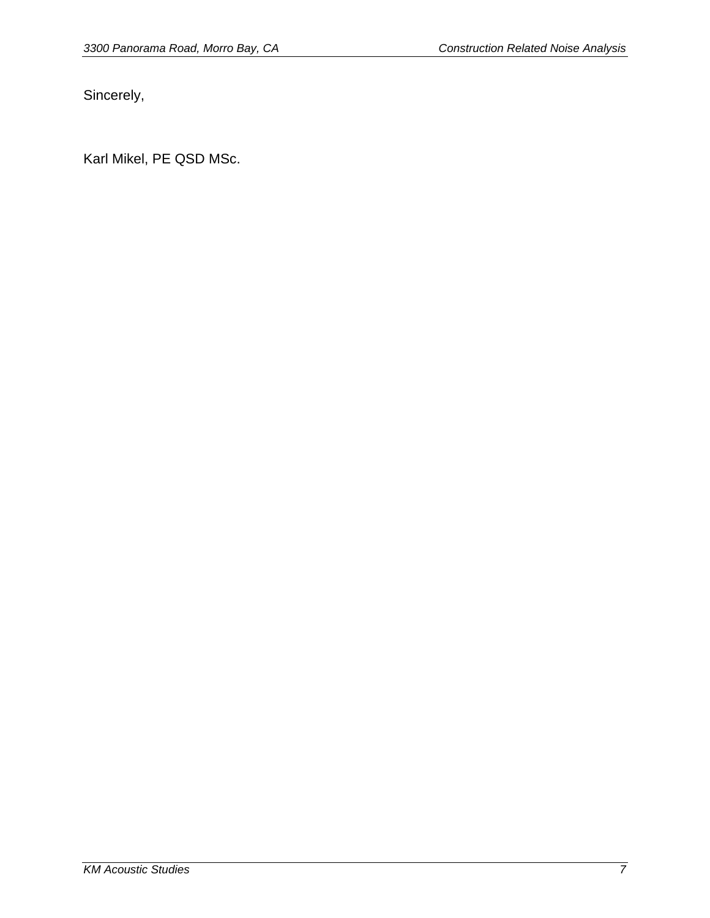Sincerely,

Karl Mikel, PE QSD MSc.